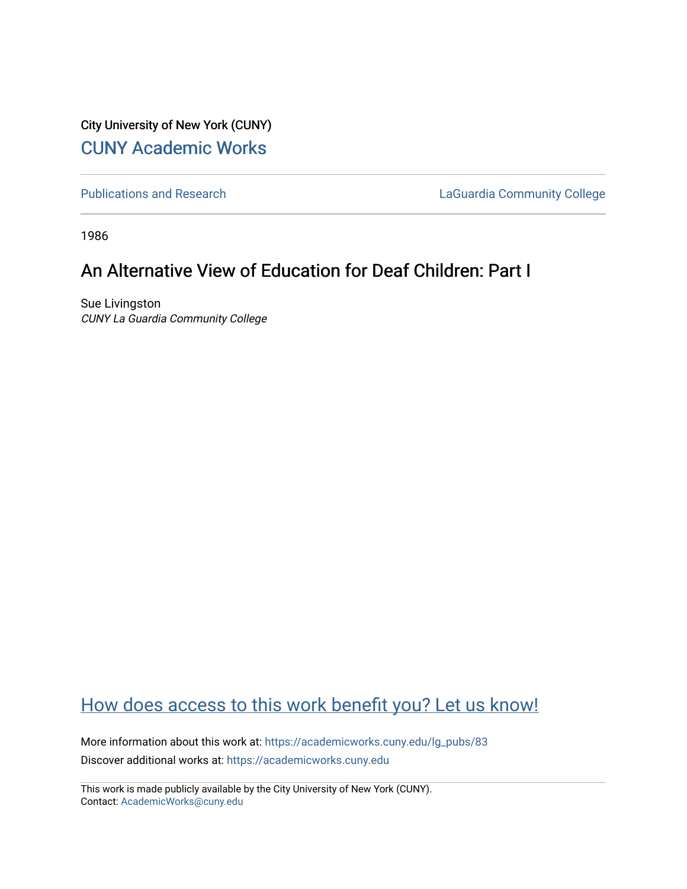City University of New York (CUNY)

CUNY Academic Works

Publications and Research

LaGuardia Community College

1986

# An Alternative View of Education for Deaf Children: Part I

Sue Livingston

*CUNY La Guardia Community College*

How does access to this work benefit you? Let us know!

More information about this work at: https://academicworks.cuny.edu/lg_pubs/83

Discover additional works at: https://academicworks.cuny.edu

This work is made publicly available by the City University of New York (CUNY).
Contact: AcademicWorks@cuny.edu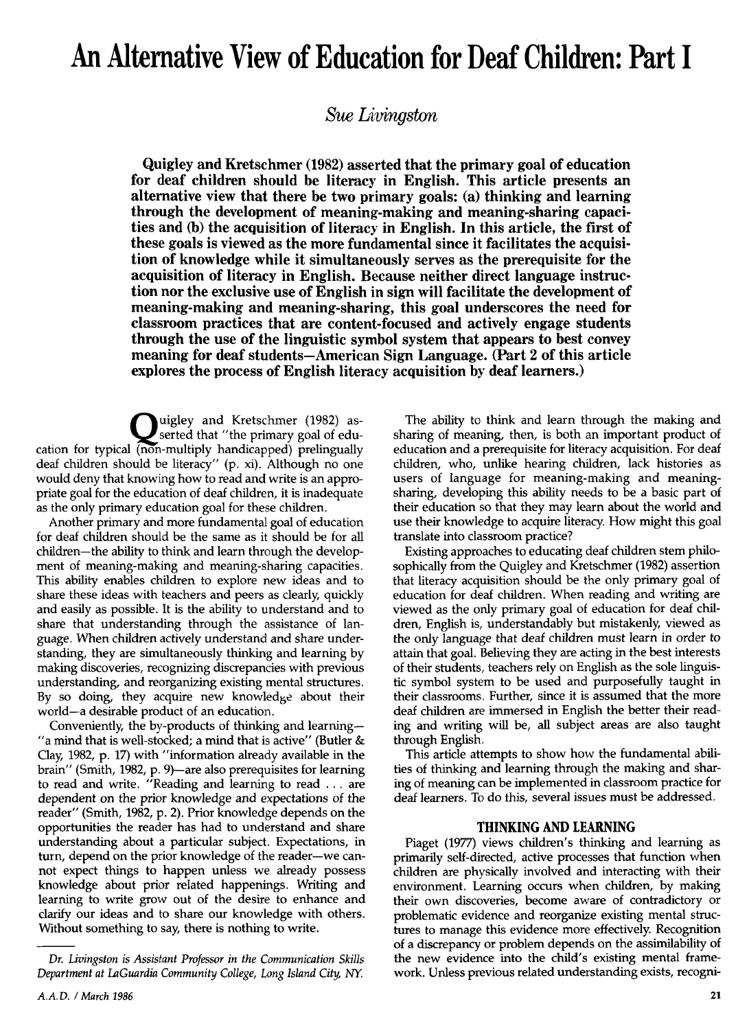# An Alternative View of Education for Deaf Children: Part I

*Sue Livingston*

**Quigley and Kretschmer (1982) asserted that the primary goal of education for deaf children should be literacy in English. This article presents an alternative view that there be two primary goals: (a) thinking and learning through the development of meaning-making and meaning-sharing capacities and (b) the acquisition of literacy in English. In this article, the first of these goals is viewed as the more fundamental since it facilitates the acquisition of knowledge while it simultaneously serves as the prerequisite for the acquisition of literacy in English. Because neither direct language instruction nor the exclusive use of English in sign will facilitate the development of meaning-making and meaning-sharing, this goal underscores the need for classroom practices that are content-focused and actively engage students through the use of the linguistic symbol system that appears to best convey meaning for deaf students—American Sign Language. (Part 2 of this article explores the process of English literacy acquisition by deaf learners.)**

Quigley and Kretschmer (1982) asserted that "the primary goal of education for typical (non-multiply handicapped) prelingually deaf children should be literacy" (p. xi). Although no one would deny that knowing how to read and write is an appropriate goal for the education of deaf children, it is inadequate as the only primary education goal for these children.

Another primary and more fundamental goal of education for deaf children should be the same as it should be for all children—the ability to think and learn through the development of meaning-making and meaning-sharing capacities. This ability enables children to explore new ideas and to share these ideas with teachers and peers as clearly, quickly and easily as possible. It is the ability to understand and to share that understanding through the assistance of language. When children actively understand and share understanding, they are simultaneously thinking and learning by making discoveries, recognizing discrepancies with previous understanding, and reorganizing existing mental structures. By so doing, they acquire new knowledge about their world—a desirable product of an education.

Conveniently, the by-products of thinking and learning—"a mind that is well-stocked; a mind that is active" (Butler & Clay, 1982, p. 17) with "information already available in the brain" (Smith, 1982, p. 9)—are also prerequisites for learning to read and write. "Reading and learning to read . . . are dependent on the prior knowledge and expectations of the reader" (Smith, 1982, p. 2). Prior knowledge depends on the opportunities the reader has had to understand and share understanding about a particular subject. Expectations, in turn, depend on the prior knowledge of the reader—we cannot expect things to happen unless we already possess knowledge about prior related happenings. Writing and learning to write grow out of the desire to enhance and clarify our ideas and to share our knowledge with others. Without something to say, there is nothing to write.

The ability to think and learn through the making and sharing of meaning, then, is both an important product of education and a prerequisite for literacy acquisition. For deaf children, who, unlike hearing children, lack histories as users of language for meaning-making and meaning-sharing, developing this ability needs to be a basic part of their education so that they may learn about the world and use their knowledge to acquire literacy. How might this goal translate into classroom practice?

Existing approaches to educating deaf children stem philosophically from the Quigley and Kretschmer (1982) assertion that literacy acquisition should be the only primary goal of education for deaf children. When reading and writing are viewed as the only primary goal of education for deaf children, English is, understandably but mistakenly, viewed as the only language that deaf children must learn in order to attain that goal. Believing they are acting in the best interests of their students, teachers rely on English as the sole linguistic symbol system to be used and purposefully taught in their classrooms. Further, since it is assumed that the more deaf children are immersed in English the better their reading and writing will be, all subject areas are also taught through English.

This article attempts to show how the fundamental abilities of thinking and learning through the making and sharing of meaning can be implemented in classroom practice for deaf learners. To do this, several issues must be addressed.

## THINKING AND LEARNING

Piaget (1977) views children's thinking and learning as primarily self-directed, active processes that function when children are physically involved and interacting with their environment. Learning occurs when children, by making their own discoveries, become aware of contradictory or problematic evidence and reorganize existing mental structures to manage this evidence more effectively. Recognition of a discrepancy or problem depends on the assimilability of the new evidence into the child's existing mental framework. Unless previous related understanding exists, recogni-

---

*Dr. Livingston is Assistant Professor in the Communication Skills Department at LaGuardia Community College, Long Island City, NY.*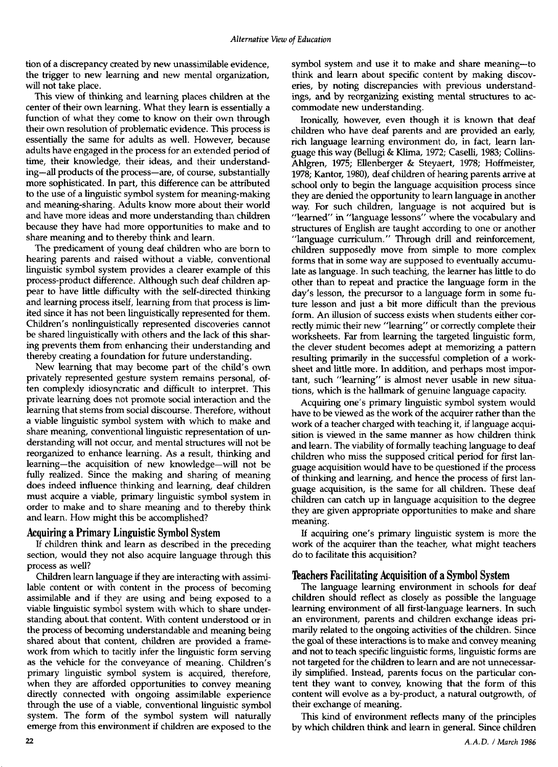tion of a discrepancy created by new unassimilable evidence, the trigger to new learning and new mental organization, will not take place.

This view of thinking and learning places children at the center of their own learning. What they learn is essentially a function of what they come to know on their own through their own resolution of problematic evidence. This process is essentially the same for adults as well. However, because adults have engaged in the process for an extended period of time, their knowledge, their ideas, and their understanding—all products of the process—are, of course, substantially more sophisticated. In part, this difference can be attributed to the use of a linguistic symbol system for meaning-making and meaning-sharing. Adults know more about their world and have more ideas and more understanding than children because they have had more opportunities to make and to share meaning and to thereby think and learn.

The predicament of young deaf children who are born to hearing parents and raised without a viable, conventional linguistic symbol system provides a clearer example of this process-product difference. Although such deaf children appear to have little difficulty with the self-directed thinking and learning process itself, learning from that process is limited since it has not been linguistically represented for them. Children's nonlinguistically represented discoveries cannot be shared linguistically with others and the lack of this sharing prevents them from enhancing their understanding and thereby creating a foundation for future understanding.

New learning that may become part of the child's own privately represented gesture system remains personal, often complexly idiosyncratic and difficult to interpret. This private learning does not promote social interaction and the learning that stems from social discourse. Therefore, without a viable linguistic symbol system with which to make and share meaning, conventional linguistic representation of understanding will not occur, and mental structures will not be reorganized to enhance learning. As a result, thinking and learning—the acquisition of new knowledge—will not be fully realized. Since the making and sharing of meaning does indeed influence thinking and learning, deaf children must acquire a viable, primary linguistic symbol system in order to make and to share meaning and to thereby think and learn. How might this be accomplished?

## Acquiring a Primary Linguistic Symbol System

If children think and learn as described in the preceding section, would they not also acquire language through this process as well?

Children learn language if they are interacting with assimilable content or with content in the process of becoming assimilable and if they are using and being exposed to a viable linguistic symbol system with which to share understanding about that content. With content understood or in the process of becoming understandable and meaning being shared about that content, children are provided a framework from which to tacitly infer the linguistic form serving as the vehicle for the conveyance of meaning. Children's primary linguistic symbol system is acquired, therefore, when they are afforded opportunities to convey meaning directly connected with ongoing assimilable experience through the use of a viable, conventional linguistic symbol system. The form of the symbol system will naturally emerge from this environment if children are exposed to the symbol system and use it to make and share meaning—to think and learn about specific content by making discoveries, by noting discrepancies with previous understandings, and by reorganizing existing mental structures to accommodate new understanding.

Ironically, however, even though it is known that deaf children who have deaf parents and are provided an early, rich language learning environment do, in fact, learn language this way (Bellugi & Klima, 1972; Caselli, 1983; Collins-Ahlgren, 1975; Ellenberger & Steyaert, 1978; Hoffmeister, 1978; Kantor, 1980), deaf children of hearing parents arrive at school only to begin the language acquisition process since they are denied the opportunity to learn language in another way. For such children, language is not acquired but is "learned" in "language lessons" where the vocabulary and structures of English are taught according to one or another "language curriculum." Through drill and reinforcement, children supposedly move from simple to more complex forms that in some way are supposed to eventually accumulate as language. In such teaching, the learner has little to do other than to repeat and practice the language form in the day's lesson, the precursor to a language form in some future lesson and just a bit more difficult than the previous form. An illusion of success exists when students either correctly mimic their new "learning" or correctly complete their worksheets. Far from learning the targeted linguistic form, the clever student becomes adept at memorizing a pattern resulting primarily in the successful completion of a worksheet and little more. In addition, and perhaps most important, such "learning" is almost never usable in new situations, which is the hallmark of genuine language capacity.

Acquiring one's primary linguistic symbol system would have to be viewed as the work of the acquirer rather than the work of a teacher charged with teaching it, if language acquisition is viewed in the same manner as how children think and learn. The viability of formally teaching language to deaf children who miss the supposed critical period for first language acquisition would have to be questioned if the process of thinking and learning, and hence the process of first language acquisition, is the same for all children. These deaf children can catch up in language acquisition to the degree they are given appropriate opportunities to make and share meaning.

If acquiring one's primary linguistic system is more the work of the acquirer than the teacher, what might teachers do to facilitate this acquisition?

## Teachers Facilitating Acquisition of a Symbol System

The language learning environment in schools for deaf children should reflect as closely as possible the language learning environment of all first-language learners. In such an environment, parents and children exchange ideas primarily related to the ongoing activities of the children. Since the goal of these interactions is to make and convey meaning and not to teach specific linguistic forms, linguistic forms are not targeted for the children to learn and are not unnecessarily simplified. Instead, parents focus on the particular content they want to convey, knowing that the form of this content will evolve as a by-product, a natural outgrowth, of their exchange of meaning.

This kind of environment reflects many of the principles by which children think and learn in general. Since children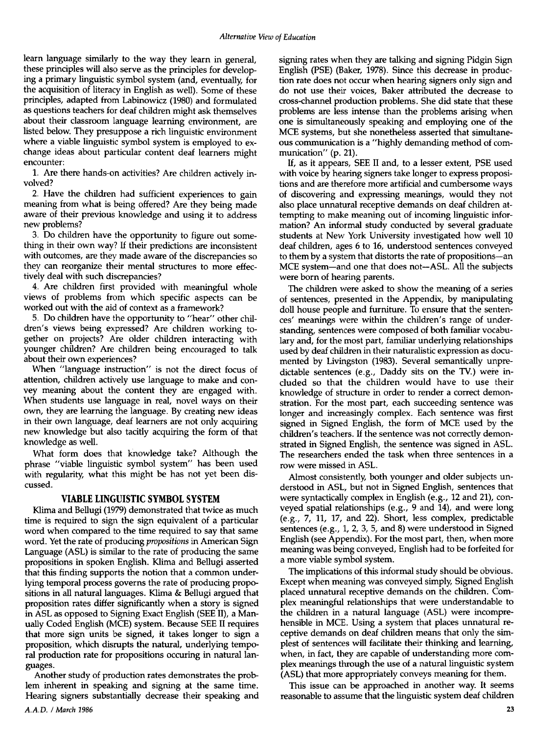learn language similarly to the way they learn in general, these principles will also serve as the principles for developing a primary linguistic symbol system (and, eventually, for the acquisition of literacy in English as well). Some of these principles, adapted from Labinowicz (1980) and formulated as questions teachers for deaf children might ask themselves about their classroom language learning environment, are listed below. They presuppose a rich linguistic environment where a viable linguistic symbol system is employed to exchange ideas about particular content deaf learners might encounter:

1. Are there hands-on activities? Are children actively involved?

2. Have the children had sufficient experiences to gain meaning from what is being offered? Are they being made aware of their previous knowledge and using it to address new problems?

3. Do children have the opportunity to figure out something in their own way? If their predictions are inconsistent with outcomes, are they made aware of the discrepancies so they can reorganize their mental structures to more effectively deal with such discrepancies?

4. Are children first provided with meaningful whole views of problems from which specific aspects can be worked out with the aid of context as a framework?

5. Do children have the opportunity to "hear" other children's views being expressed? Are children working together on projects? Are older children interacting with younger children? Are children being encouraged to talk about their own experiences?

When "language instruction" is not the direct focus of attention, children actively use language to make and convey meaning about the content they are engaged with. When students use language in real, novel ways on their own, they are learning the language. By creating new ideas in their own language, deaf learners are not only acquiring new knowledge but also tacitly acquiring the form of that knowledge as well.

What form does that knowledge take? Although the phrase "viable linguistic symbol system" has been used with regularity, what this might be has not yet been discussed.

## VIABLE LINGUISTIC SYMBOL SYSTEM

Klima and Bellugi (1979) demonstrated that twice as much time is required to sign the sign equivalent of a particular word when compared to the time required to say that same word. Yet the rate of producing *propositions* in American Sign Language (ASL) is similar to the rate of producing the same propositions in spoken English. Klima and Bellugi asserted that this finding supports the notion that a common underlying temporal process governs the rate of producing propositions in all natural languages. Klima & Bellugi argued that proposition rates differ significantly when a story is signed in ASL as opposed to Signing Exact English (SEE II), a Manually Coded English (MCE) system. Because SEE II requires that more sign units be signed, it takes longer to sign a proposition, which disrupts the natural, underlying temporal production rate for propositions occuring in natural languages.

Another study of production rates demonstrates the problem inherent in speaking and signing at the same time. Hearing signers substantially decrease their speaking and signing rates when they are talking and signing Pidgin Sign English (PSE) (Baker, 1978). Since this decrease in production rate does not occur when hearing signers only sign and do not use their voices, Baker attributed the decrease to cross-channel production problems. She did state that these problems are less intense than the problems arising when one is simultaneously speaking and employing one of the MCE systems, but she nonetheless asserted that simultaneous communication is a "highly demanding method of communication" (p. 21).

If, as it appears, SEE II and, to a lesser extent, PSE used with voice by hearing signers take longer to express propositions and are therefore more artificial and cumbersome ways of discovering and expressing meanings, would they not also place unnatural receptive demands on deaf children attempting to make meaning out of incoming linguistic information? An informal study conducted by several graduate students at New York University investigated how well 10 deaf children, ages 6 to 16, understood sentences conveyed to them by a system that distorts the rate of propositions—an MCE system—and one that does not—ASL. All the subjects were born of hearing parents.

The children were asked to show the meaning of a series of sentences, presented in the Appendix, by manipulating doll house people and furniture. To ensure that the sentences' meanings were within the children's range of understanding, sentences were composed of both familiar vocabulary and, for the most part, familiar underlying relationships used by deaf children in their naturalistic expression as documented by Livingston (1983). Several semantically unpredictable sentences (e.g., Daddy sits on the TV.) were included so that the children would have to use their knowledge of structure in order to render a correct demonstration. For the most part, each succeeding sentence was longer and increasingly complex. Each sentence was first signed in Signed English, the form of MCE used by the children's teachers. If the sentence was not correctly demonstrated in Signed English, the sentence was signed in ASL. The researchers ended the task when three sentences in a row were missed in ASL.

Almost consistently, both younger and older subjects understood in ASL, but not in Signed English, sentences that were syntactically complex in English (e.g., 12 and 21), conveyed spatial relationships (e.g., 9 and 14), and were long (e.g., 7, 11, 17, and 22). Short, less complex, predictable sentences (e.g., 1, 2, 3, 5, and 8) were understood in Signed English (see Appendix). For the most part, then, when more meaning was being conveyed, English had to be forfeited for a more viable symbol system.

The implications of this informal study should be obvious. Except when meaning was conveyed simply, Signed English placed unnatural receptive demands on the children. Complex meaningful relationships that were understandable to the children in a natural language (ASL) were incomprehensible in MCE. Using a system that places unnatural receptive demands on deaf children means that only the simplest of sentences will facilitate their thinking and learning, when, in fact, they are capable of understanding more complex meanings through the use of a natural linguistic system (ASL) that more appropriately conveys meaning for them.

This issue can be approached in another way. It seems reasonable to assume that the linguistic system deaf children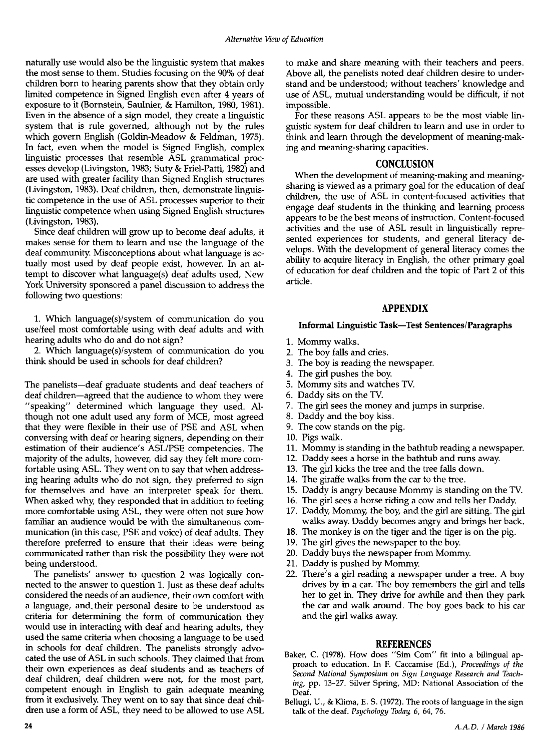naturally use would also be the linguistic system that makes the most sense to them. Studies focusing on the 90% of deaf children born to hearing parents show that they obtain only limited competence in Signed English even after 4 years of exposure to it (Bornstein, Saulnier, & Hamilton, 1980, 1981). Even in the absence of a sign model, they create a linguistic system that is rule governed, although not by the rules which govern English (Goldin-Meadow & Feldman, 1975). In fact, even when the model is Signed English, complex linguistic processes that resemble ASL grammatical processes develop (Livingston, 1983; Suty & Friel-Patti, 1982) and are used with greater facility than Signed English structures (Livingston, 1983). Deaf children, then, demonstrate linguistic competence in the use of ASL processes superior to their linguistic competence when using Signed English structures (Livingston, 1983).

Since deaf children will grow up to become deaf adults, it makes sense for them to learn and use the language of the deaf community. Misconceptions about what language is actually most used by deaf people exist, however. In an attempt to discover what language(s) deaf adults used, New York University sponsored a panel discussion to address the following two questions:

1. Which language(s)/system of communication do you use/feel most comfortable using with deaf adults and with hearing adults who do and do not sign?
2. Which language(s)/system of communication do you think should be used in schools for deaf children?

The panelists—deaf graduate students and deaf teachers of deaf children—agreed that the audience to whom they were "speaking" determined which language they used. Although not one adult used any form of MCE, most agreed that they were flexible in their use of PSE and ASL when conversing with deaf or hearing signers, depending on their estimation of their audience's ASL/PSE competencies. The majority of the adults, however, did say they felt more comfortable using ASL. They went on to say that when addressing hearing adults who do not sign, they preferred to sign for themselves and have an interpreter speak for them. When asked why, they responded that in addition to feeling more comfortable using ASL, they were often not sure how familiar an audience would be with the simultaneous communication (in this case, PSE and voice) of deaf adults. They therefore preferred to ensure that their ideas were being communicated rather than risk the possibility they were not being understood.

The panelists' answer to question 2 was logically connected to the answer to question 1. Just as these deaf adults considered the needs of an audience, their own comfort with a language, and their personal desire to be understood as criteria for determining the form of communication they would use in interacting with deaf and hearing adults, they used the same criteria when choosing a language to be used in schools for deaf children. The panelists strongly advocated the use of ASL in such schools. They claimed that from their own experiences as deaf students and as teachers of deaf children, deaf children were not, for the most part, competent enough in English to gain adequate meaning from it exclusively. They went on to say that since deaf children use a form of ASL, they need to be allowed to use ASL to make and share meaning with their teachers and peers. Above all, the panelists noted deaf children desire to understand and be understood; without teachers' knowledge and use of ASL, mutual understanding would be difficult, if not impossible.

For these reasons ASL appears to be the most viable linguistic system for deaf children to learn and use in order to think and learn through the development of meaning-making and meaning-sharing capacities.

## CONCLUSION

When the development of meaning-making and meaning-sharing is viewed as a primary goal for the education of deaf children, the use of ASL in content-focused activities that engage deaf students in the thinking and learning process appears to be the best means of instruction. Content-focused activities and the use of ASL result in linguistically represented experiences for students, and general literacy develops. With the development of general literacy comes the ability to acquire literacy in English, the other primary goal of education for deaf children and the topic of Part 2 of this article.

## APPENDIX

### Informal Linguistic Task—Test Sentences/Paragraphs

1. Mommy walks.
2. The boy falls and cries.
3. The boy is reading the newspaper.
4. The girl pushes the boy.
5. Mommy sits and watches TV.
6. Daddy sits on the TV.
7. The girl sees the money and jumps in surprise.
8. Daddy and the boy kiss.
9. The cow stands on the pig.
10. Pigs walk.
11. Mommy is standing in the bathtub reading a newspaper.
12. Daddy sees a horse in the bathtub and runs away.
13. The girl kicks the tree and the tree falls down.
14. The giraffe walks from the car to the tree.
15. Daddy is angry because Mommy is standing on the TV.
16. The girl sees a horse riding a cow and tells her Daddy.
17. Daddy, Mommy, the boy, and the girl are sitting. The girl walks away. Daddy becomes angry and brings her back.
18. The monkey is on the tiger and the tiger is on the pig.
19. The girl gives the newspaper to the boy.
20. Daddy buys the newspaper from Mommy.
21. Daddy is pushed by Mommy.
22. There's a girl reading a newspaper under a tree. A boy drives by in a car. The boy remembers the girl and tells her to get in. They drive for awhile and then they park the car and walk around. The boy goes back to his car and the girl walks away.

## REFERENCES

Baker, C. (1978). How does "Sim Com" fit into a bilingual approach to education. In F. Caccamise (Ed.), *Proceedings of the Second National Symposium on Sign Language Research and Teaching*, pp. 13–27. Silver Spring, MD: National Association of the Deaf.

Bellugi, U., & Klima, E. S. (1972). The roots of language in the sign talk of the deaf. *Psychology Today*, 6, 64, 76.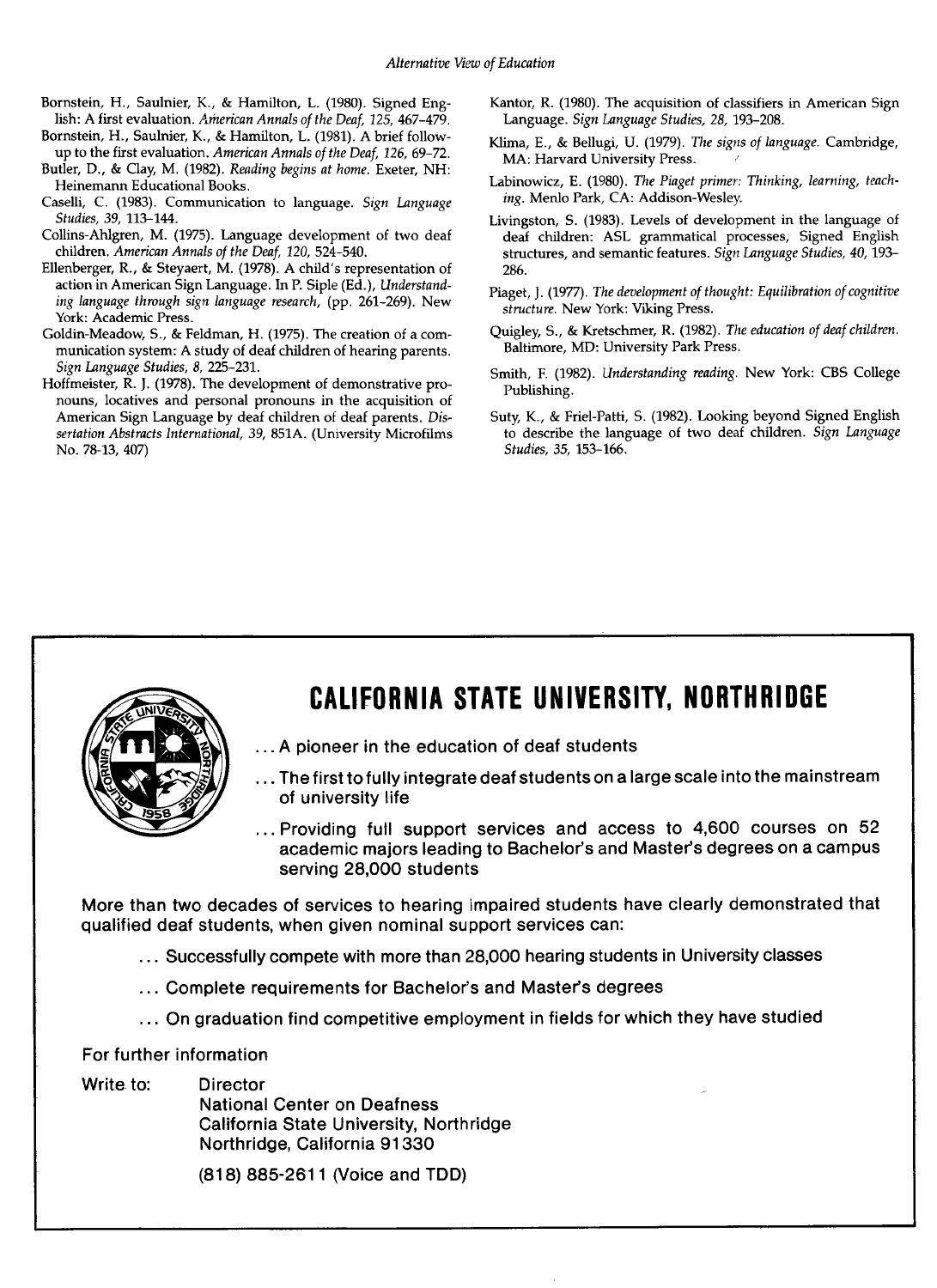Bornstein, H., Saulnier, K., & Hamilton, L. (1980). Signed English: A first evaluation. *American Annals of the Deaf, 125,* 467–479.

Bornstein, H., Saulnier, K., & Hamilton, L. (1981). A brief follow-up to the first evaluation. *American Annals of the Deaf, 126,* 69–72.

Butler, D., & Clay, M. (1982). *Reading begins at home.* Exeter, NH: Heinemann Educational Books.

Caselli, C. (1983). Communication to language. *Sign Language Studies, 39,* 113–144.

Collins-Ahlgren, M. (1975). Language development of two deaf children. *American Annals of the Deaf, 120,* 524–540.

Ellenberger, R., & Steyaert, M. (1978). A child's representation of action in American Sign Language. In P. Siple (Ed.), *Understanding language through sign language research,* (pp. 261–269). New York: Academic Press.

Goldin-Meadow, S., & Feldman, H. (1975). The creation of a communication system: A study of deaf children of hearing parents. *Sign Language Studies, 8,* 225–231.

Hoffmeister, R. J. (1978). The development of demonstrative pronouns, locatives and personal pronouns in the acquisition of American Sign Language by deaf children of deaf parents. *Dissertation Abstracts International, 39,* 851A. (University Microfilms No. 78-13, 407)

Kantor, R. (1980). The acquisition of classifiers in American Sign Language. *Sign Language Studies, 28,* 193–208.

Klima, E., & Bellugi, U. (1979). *The signs of language.* Cambridge, MA: Harvard University Press.

Labinowicz, E. (1980). *The Piaget primer: Thinking, learning, teaching.* Menlo Park, CA: Addison-Wesley.

Livingston, S. (1983). Levels of development in the language of deaf children: ASL grammatical processes, Signed English structures, and semantic features. *Sign Language Studies, 40,* 193–286.

Piaget, J. (1977). *The development of thought: Equilibration of cognitive structure.* New York: Viking Press.

Quigley, S., & Kretschmer, R. (1982). *The education of deaf children.* Baltimore, MD: University Park Press.

Smith, F. (1982). *Understanding reading.* New York: CBS College Publishing.

Suty, K., & Friel-Patti, S. (1982). Looking beyond Signed English to describe the language of two deaf children. *Sign Language Studies, 35,* 153–166.

---

## CALIFORNIA STATE UNIVERSITY, NORTHRIDGE

... A pioneer in the education of deaf students

... The first to fully integrate deaf students on a large scale into the mainstream of university life

... Providing full support services and access to 4,600 courses on 52 academic majors leading to Bachelor's and Master's degrees on a campus serving 28,000 students

More than two decades of services to hearing impaired students have clearly demonstrated that qualified deaf students, when given nominal support services can:

... Successfully compete with more than 28,000 hearing students in University classes

... Complete requirements for Bachelor's and Master's degrees

... On graduation find competitive employment in fields for which they have studied

For further information

Write to: Director
National Center on Deafness
California State University, Northridge
Northridge, California 91330

(818) 885-2611 (Voice and TDD)